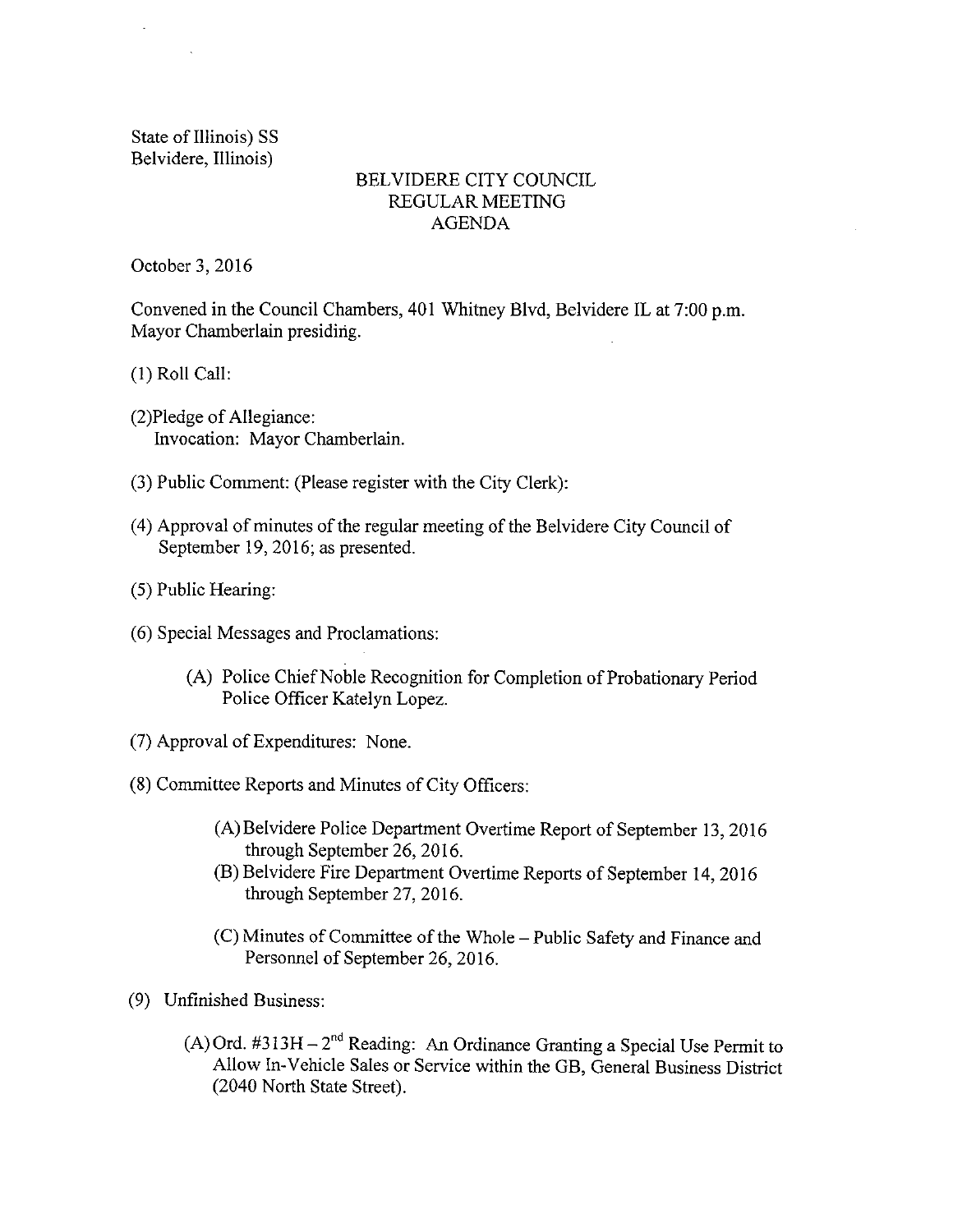State of Illinois) SS
Belvidere, Illinois)

# BELVIDERE CITY COUNCIL
## REGULAR MEETING
## AGENDA

October 3, 2016

Convened in the Council Chambers, 401 Whitney Blvd, Belvidere IL at 7:00 p.m. Mayor Chamberlain presiding.

(1) Roll Call:

(2)Pledge of Allegiance:
Invocation: Mayor Chamberlain.

(3) Public Comment: (Please register with the City Clerk):

(4) Approval of minutes of the regular meeting of the Belvidere City Council of September 19, 2016; as presented.

(5) Public Hearing:

(6) Special Messages and Proclamations:

(A) Police Chief Noble Recognition for Completion of Probationary Period Police Officer Katelyn Lopez.

(7) Approval of Expenditures: None.

(8) Committee Reports and Minutes of City Officers:

(A) Belvidere Police Department Overtime Report of September 13, 2016 through September 26, 2016.

(B) Belvidere Fire Department Overtime Reports of September 14, 2016 through September 27, 2016.

(C) Minutes of Committee of the Whole – Public Safety and Finance and Personnel of September 26, 2016.

(9) Unfinished Business:

(A) Ord. #313H – 2nd Reading: An Ordinance Granting a Special Use Permit to Allow In-Vehicle Sales or Service within the GB, General Business District (2040 North State Street).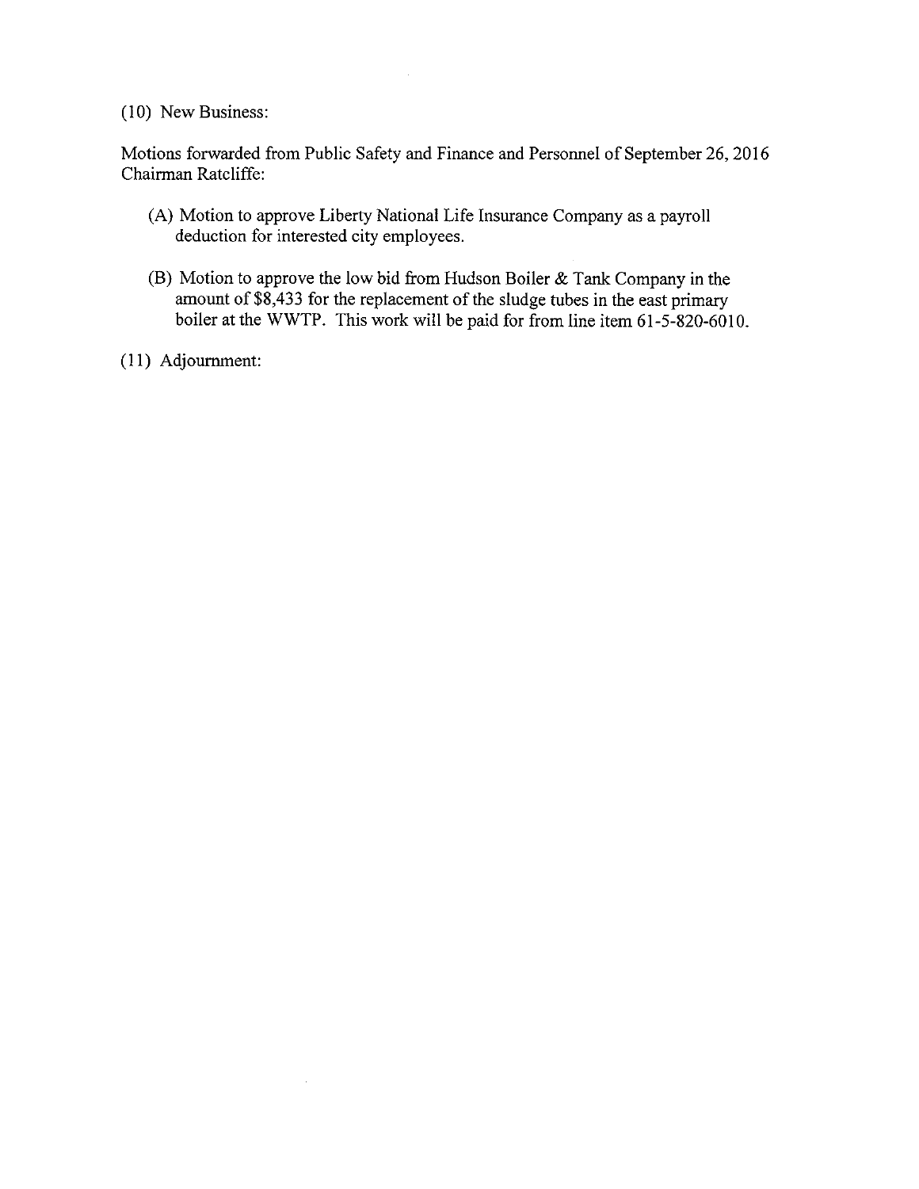(10) New Business:

Motions forwarded from Public Safety and Finance and Personnel of September 26, 2016
Chairman Ratcliffe:

(A) Motion to approve Liberty National Life Insurance Company as a payroll deduction for interested city employees.

(B) Motion to approve the low bid from Hudson Boiler & Tank Company in the amount of $8,433 for the replacement of the sludge tubes in the east primary boiler at the WWTP. This work will be paid for from line item 61-5-820-6010.

(11) Adjournment: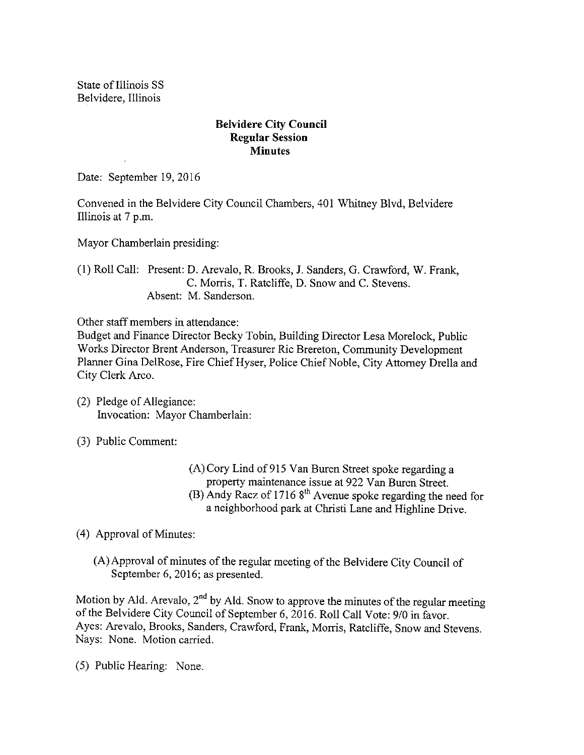State of Illinois SS
Belvidere, Illinois

**Belvidere City Council**
**Regular Session**
**Minutes**

Date: September 19, 2016

Convened in the Belvidere City Council Chambers, 401 Whitney Blvd, Belvidere Illinois at 7 p.m.

Mayor Chamberlain presiding:

(1) Roll Call: Present: D. Arevalo, R. Brooks, J. Sanders, G. Crawford, W. Frank, C. Morris, T. Ratcliffe, D. Snow and C. Stevens.
Absent: M. Sanderson.

Other staff members in attendance:
Budget and Finance Director Becky Tobin, Building Director Lesa Morelock, Public Works Director Brent Anderson, Treasurer Ric Brereton, Community Development Planner Gina DelRose, Fire Chief Hyser, Police Chief Noble, City Attorney Drella and City Clerk Arco.

(2) Pledge of Allegiance:
Invocation: Mayor Chamberlain:

(3) Public Comment:

(A) Cory Lind of 915 Van Buren Street spoke regarding a property maintenance issue at 922 Van Buren Street.
(B) Andy Racz of 1716 8th Avenue spoke regarding the need for a neighborhood park at Christi Lane and Highline Drive.

(4) Approval of Minutes:

(A) Approval of minutes of the regular meeting of the Belvidere City Council of September 6, 2016; as presented.

Motion by Ald. Arevalo, 2nd by Ald. Snow to approve the minutes of the regular meeting of the Belvidere City Council of September 6, 2016. Roll Call Vote: 9/0 in favor. Ayes: Arevalo, Brooks, Sanders, Crawford, Frank, Morris, Ratcliffe, Snow and Stevens. Nays: None. Motion carried.

(5) Public Hearing: None.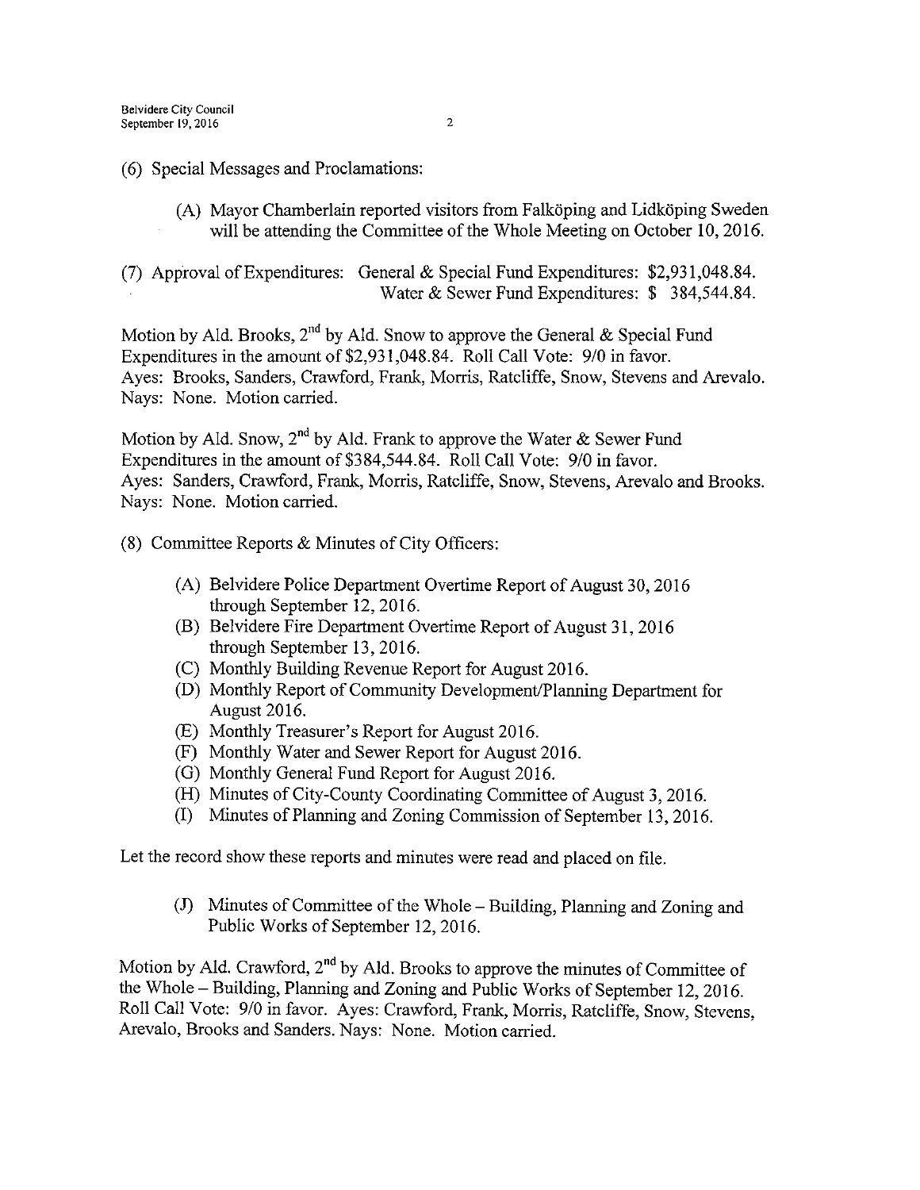(6) Special Messages and Proclamations:

(A) Mayor Chamberlain reported visitors from Falköping and Lidköping Sweden will be attending the Committee of the Whole Meeting on October 10, 2016.

(7) Approval of Expenditures: General & Special Fund Expenditures: $2,931,048.84.
Water & Sewer Fund Expenditures: $ 384,544.84.

Motion by Ald. Brooks, 2nd by Ald. Snow to approve the General & Special Fund Expenditures in the amount of $2,931,048.84. Roll Call Vote: 9/0 in favor. Ayes: Brooks, Sanders, Crawford, Frank, Morris, Ratcliffe, Snow, Stevens and Arevalo. Nays: None. Motion carried.

Motion by Ald. Snow, 2nd by Ald. Frank to approve the Water & Sewer Fund Expenditures in the amount of $384,544.84. Roll Call Vote: 9/0 in favor. Ayes: Sanders, Crawford, Frank, Morris, Ratcliffe, Snow, Stevens, Arevalo and Brooks. Nays: None. Motion carried.

(8) Committee Reports & Minutes of City Officers:

(A) Belvidere Police Department Overtime Report of August 30, 2016 through September 12, 2016.
(B) Belvidere Fire Department Overtime Report of August 31, 2016 through September 13, 2016.
(C) Monthly Building Revenue Report for August 2016.
(D) Monthly Report of Community Development/Planning Department for August 2016.
(E) Monthly Treasurer's Report for August 2016.
(F) Monthly Water and Sewer Report for August 2016.
(G) Monthly General Fund Report for August 2016.
(H) Minutes of City-County Coordinating Committee of August 3, 2016.
(I) Minutes of Planning and Zoning Commission of September 13, 2016.

Let the record show these reports and minutes were read and placed on file.

(J) Minutes of Committee of the Whole – Building, Planning and Zoning and Public Works of September 12, 2016.

Motion by Ald. Crawford, 2nd by Ald. Brooks to approve the minutes of Committee of the Whole – Building, Planning and Zoning and Public Works of September 12, 2016. Roll Call Vote: 9/0 in favor. Ayes: Crawford, Frank, Morris, Ratcliffe, Snow, Stevens, Arevalo, Brooks and Sanders. Nays: None. Motion carried.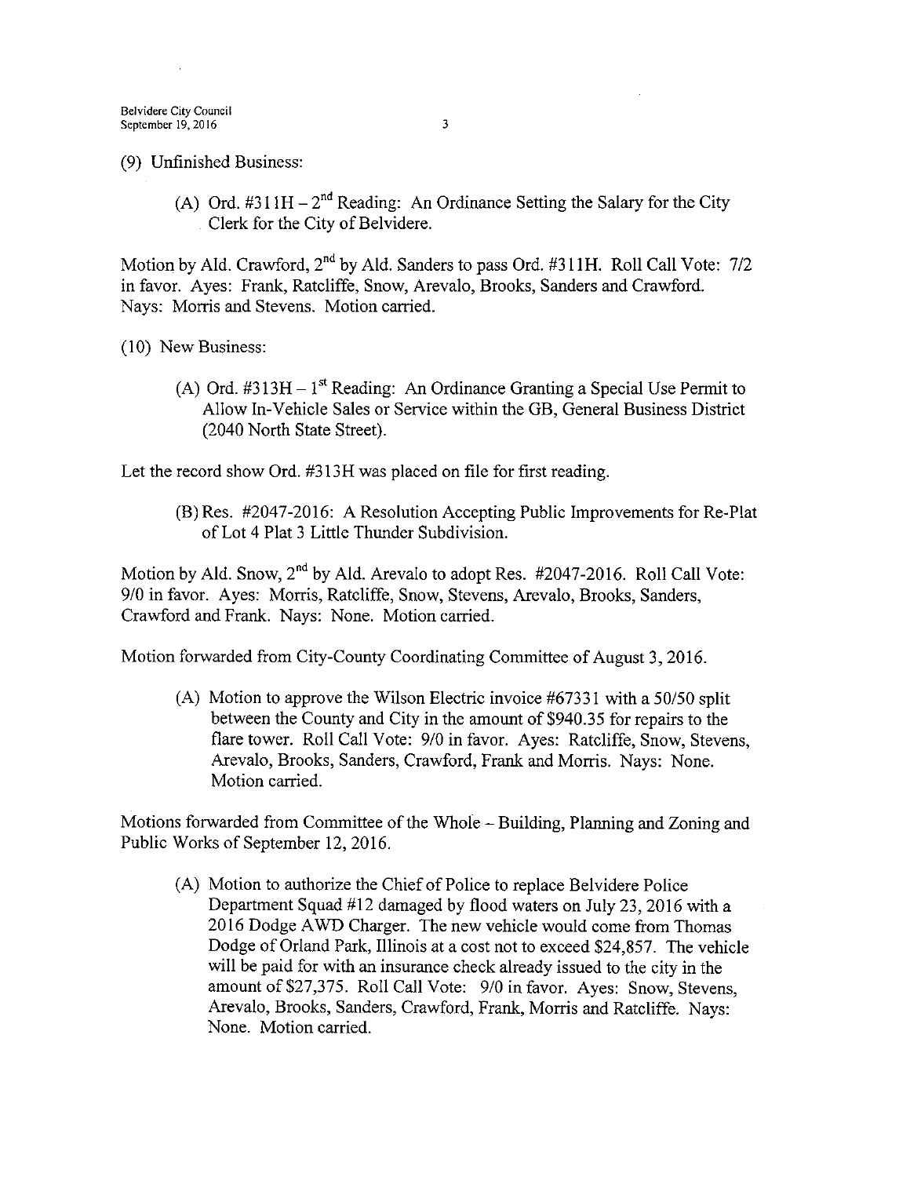(9) Unfinished Business:

(A) Ord. #311H – 2nd Reading: An Ordinance Setting the Salary for the City Clerk for the City of Belvidere.

Motion by Ald. Crawford, 2nd by Ald. Sanders to pass Ord. #311H. Roll Call Vote: 7/2 in favor. Ayes: Frank, Ratcliffe, Snow, Arevalo, Brooks, Sanders and Crawford. Nays: Morris and Stevens. Motion carried.

(10) New Business:

(A) Ord. #313H – 1st Reading: An Ordinance Granting a Special Use Permit to Allow In-Vehicle Sales or Service within the GB, General Business District (2040 North State Street).

Let the record show Ord. #313H was placed on file for first reading.

(B) Res. #2047-2016: A Resolution Accepting Public Improvements for Re-Plat of Lot 4 Plat 3 Little Thunder Subdivision.

Motion by Ald. Snow, 2nd by Ald. Arevalo to adopt Res. #2047-2016. Roll Call Vote: 9/0 in favor. Ayes: Morris, Ratcliffe, Snow, Stevens, Arevalo, Brooks, Sanders, Crawford and Frank. Nays: None. Motion carried.

Motion forwarded from City-County Coordinating Committee of August 3, 2016.

(A) Motion to approve the Wilson Electric invoice #67331 with a 50/50 split between the County and City in the amount of $940.35 for repairs to the flare tower. Roll Call Vote: 9/0 in favor. Ayes: Ratcliffe, Snow, Stevens, Arevalo, Brooks, Sanders, Crawford, Frank and Morris. Nays: None. Motion carried.

Motions forwarded from Committee of the Whole – Building, Planning and Zoning and Public Works of September 12, 2016.

(A) Motion to authorize the Chief of Police to replace Belvidere Police Department Squad #12 damaged by flood waters on July 23, 2016 with a 2016 Dodge AWD Charger. The new vehicle would come from Thomas Dodge of Orland Park, Illinois at a cost not to exceed $24,857. The vehicle will be paid for with an insurance check already issued to the city in the amount of $27,375. Roll Call Vote: 9/0 in favor. Ayes: Snow, Stevens, Arevalo, Brooks, Sanders, Crawford, Frank, Morris and Ratcliffe. Nays: None. Motion carried.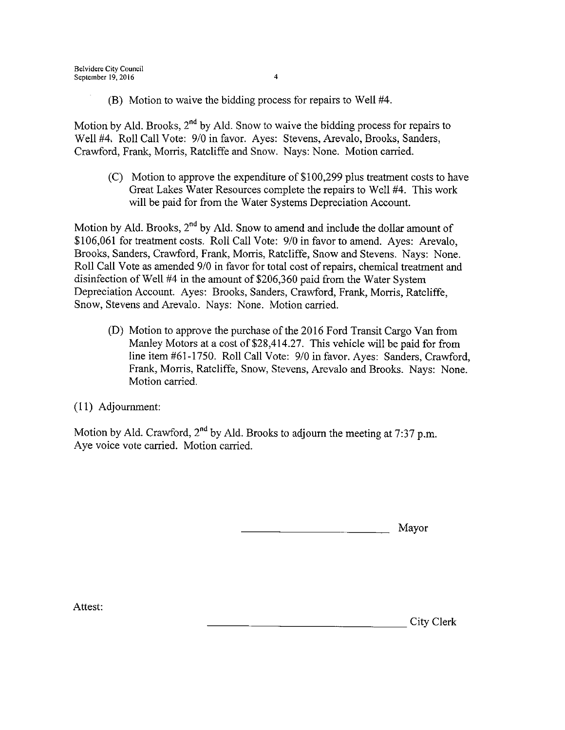(B) Motion to waive the bidding process for repairs to Well #4.

Motion by Ald. Brooks, 2nd by Ald. Snow to waive the bidding process for repairs to Well #4. Roll Call Vote: 9/0 in favor. Ayes: Stevens, Arevalo, Brooks, Sanders, Crawford, Frank, Morris, Ratcliffe and Snow. Nays: None. Motion carried.

(C) Motion to approve the expenditure of $100,299 plus treatment costs to have Great Lakes Water Resources complete the repairs to Well #4. This work will be paid for from the Water Systems Depreciation Account.

Motion by Ald. Brooks, 2nd by Ald. Snow to amend and include the dollar amount of $106,061 for treatment costs. Roll Call Vote: 9/0 in favor to amend. Ayes: Arevalo, Brooks, Sanders, Crawford, Frank, Morris, Ratcliffe, Snow and Stevens. Nays: None. Roll Call Vote as amended 9/0 in favor for total cost of repairs, chemical treatment and disinfection of Well #4 in the amount of $206,360 paid from the Water System Depreciation Account. Ayes: Brooks, Sanders, Crawford, Frank, Morris, Ratcliffe, Snow, Stevens and Arevalo. Nays: None. Motion carried.

(D) Motion to approve the purchase of the 2016 Ford Transit Cargo Van from Manley Motors at a cost of $28,414.27. This vehicle will be paid for from line item #61-1750. Roll Call Vote: 9/0 in favor. Ayes: Sanders, Crawford, Frank, Morris, Ratcliffe, Snow, Stevens, Arevalo and Brooks. Nays: None. Motion carried.

(11) Adjournment:

Motion by Ald. Crawford, 2nd by Ald. Brooks to adjourn the meeting at 7:37 p.m. Aye voice vote carried. Motion carried.

\_\_\_\_\_\_\_\_\_\_\_\_\_\_\_\_\_\_\_\_\_\_\_\_ Mayor

Attest:

\_\_\_\_\_\_\_\_\_\_\_\_\_\_\_\_\_\_\_\_\_\_\_\_ City Clerk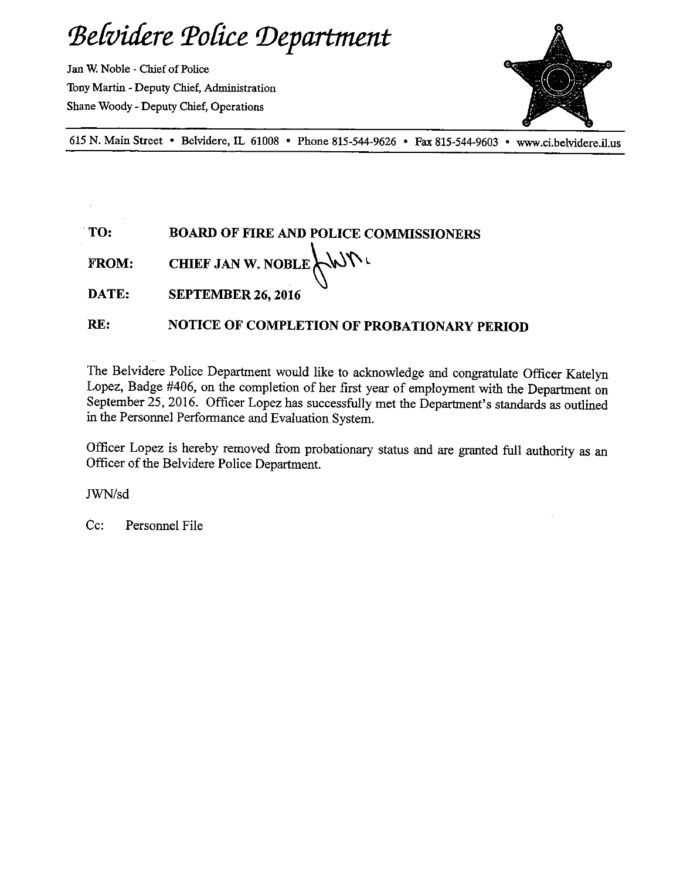# *Belvidere Police Department*

Jan W. Noble - Chief of Police
Tony Martin - Deputy Chief, Administration
Shane Woody - Deputy Chief, Operations

615 N. Main Street • Belvidere, IL 61008 • Phone 815-544-9626 • Fax 815-544-9603 • www.ci.belvidere.il.us

**TO:** **BOARD OF FIRE AND POLICE COMMISSIONERS**

**FROM:** **CHIEF JAN W. NOBLE** JWN

**DATE:** **SEPTEMBER 26, 2016**

**RE:** **NOTICE OF COMPLETION OF PROBATIONARY PERIOD**

The Belvidere Police Department would like to acknowledge and congratulate Officer Katelyn Lopez, Badge #406, on the completion of her first year of employment with the Department on September 25, 2016. Officer Lopez has successfully met the Department's standards as outlined in the Personnel Performance and Evaluation System.

Officer Lopez is hereby removed from probationary status and are granted full authority as an Officer of the Belvidere Police Department.

JWN/sd

Cc: Personnel File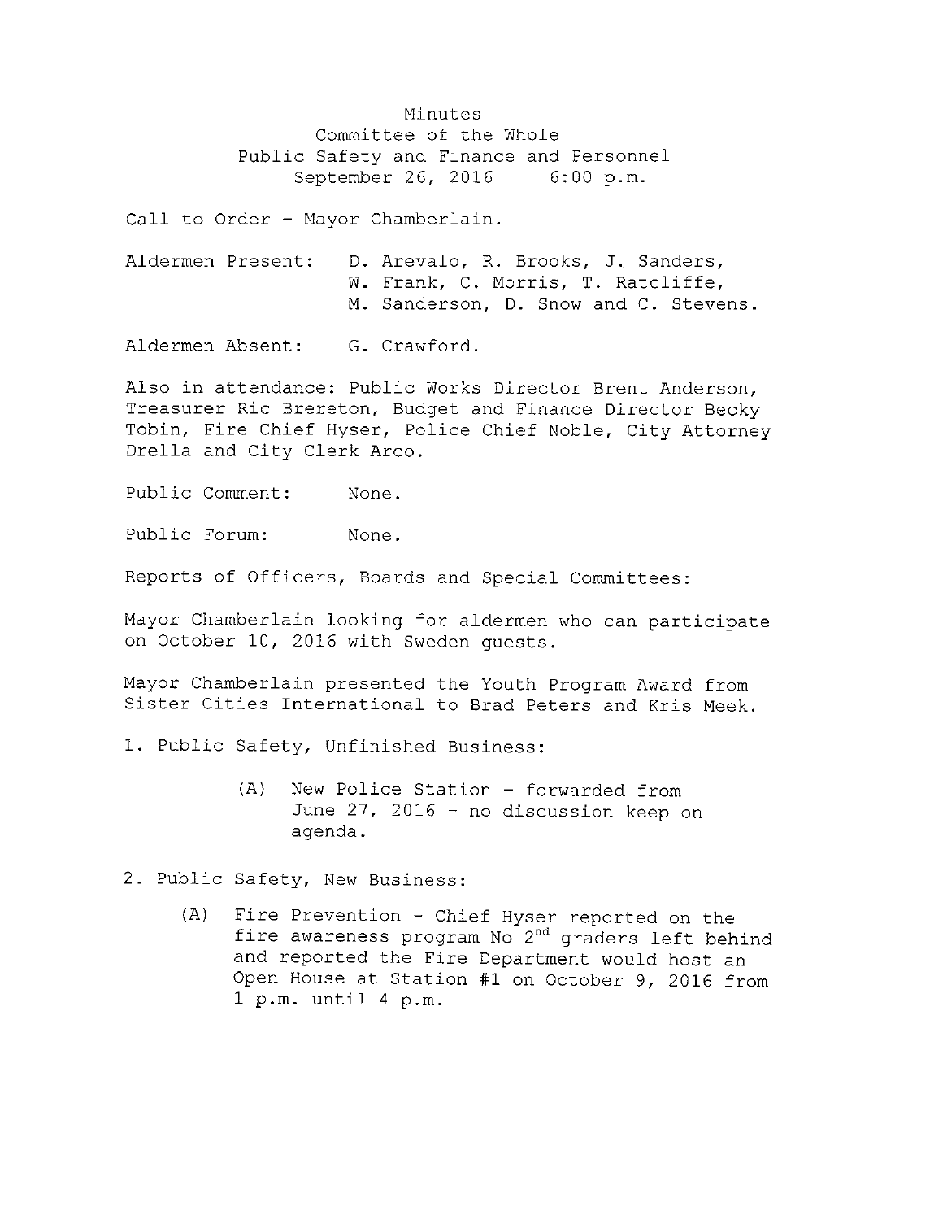# Minutes
## Committee of the Whole
## Public Safety and Finance and Personnel
### September 26, 2016 6:00 p.m.

Call to Order – Mayor Chamberlain.

Aldermen Present: D. Arevalo, R. Brooks, J. Sanders, W. Frank, C. Morris, T. Ratcliffe, M. Sanderson, D. Snow and C. Stevens.

Aldermen Absent: G. Crawford.

Also in attendance: Public Works Director Brent Anderson, Treasurer Ric Brereton, Budget and Finance Director Becky Tobin, Fire Chief Hyser, Police Chief Noble, City Attorney Drella and City Clerk Arco.

Public Comment: None.

Public Forum: None.

Reports of Officers, Boards and Special Committees:

Mayor Chamberlain looking for aldermen who can participate on October 10, 2016 with Sweden guests.

Mayor Chamberlain presented the Youth Program Award from Sister Cities International to Brad Peters and Kris Meek.

1. Public Safety, Unfinished Business:

   (A) New Police Station – forwarded from June 27, 2016 – no discussion keep on agenda.

2. Public Safety, New Business:

   (A) Fire Prevention - Chief Hyser reported on the fire awareness program No 2nd graders left behind and reported the Fire Department would host an Open House at Station #1 on October 9, 2016 from 1 p.m. until 4 p.m.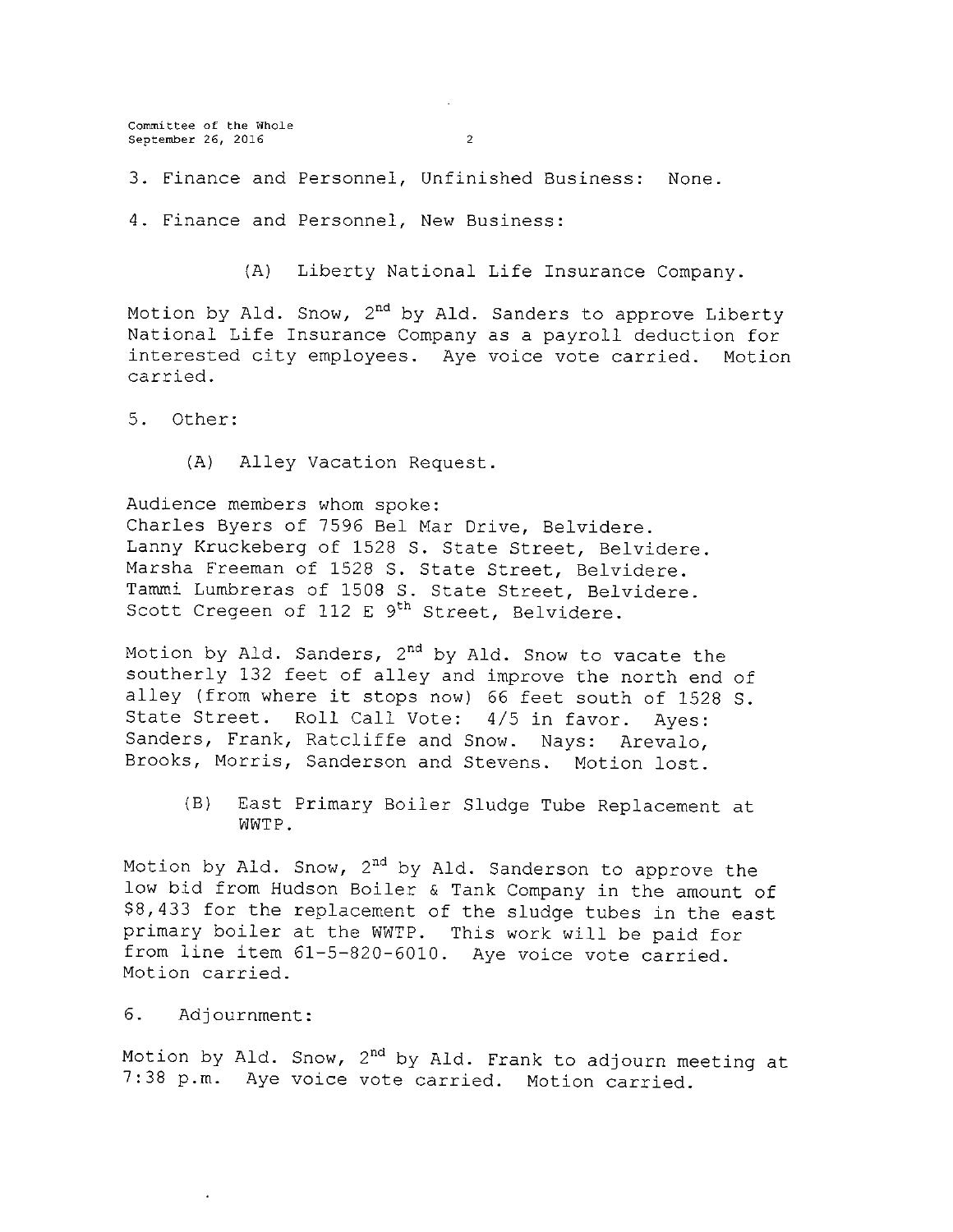3. Finance and Personnel, Unfinished Business: None.

4. Finance and Personnel, New Business:

(A) Liberty National Life Insurance Company.

Motion by Ald. Snow, 2nd by Ald. Sanders to approve Liberty National Life Insurance Company as a payroll deduction for interested city employees. Aye voice vote carried. Motion carried.

5. Other:

(A) Alley Vacation Request.

Audience members whom spoke:
Charles Byers of 7596 Bel Mar Drive, Belvidere.
Lanny Kruckeberg of 1528 S. State Street, Belvidere.
Marsha Freeman of 1528 S. State Street, Belvidere.
Tammi Lumbreras of 1508 S. State Street, Belvidere.
Scott Cregeen of 112 E 9th Street, Belvidere.

Motion by Ald. Sanders, 2nd by Ald. Snow to vacate the southerly 132 feet of alley and improve the north end of alley (from where it stops now) 66 feet south of 1528 S. State Street. Roll Call Vote: 4/5 in favor. Ayes: Sanders, Frank, Ratcliffe and Snow. Nays: Arevalo, Brooks, Morris, Sanderson and Stevens. Motion lost.

(B) East Primary Boiler Sludge Tube Replacement at WWTP.

Motion by Ald. Snow, 2nd by Ald. Sanderson to approve the low bid from Hudson Boiler & Tank Company in the amount of $8,433 for the replacement of the sludge tubes in the east primary boiler at the WWTP. This work will be paid for from line item 61-5-820-6010. Aye voice vote carried. Motion carried.

6. Adjournment:

Motion by Ald. Snow, 2nd by Ald. Frank to adjourn meeting at 7:38 p.m. Aye voice vote carried. Motion carried.